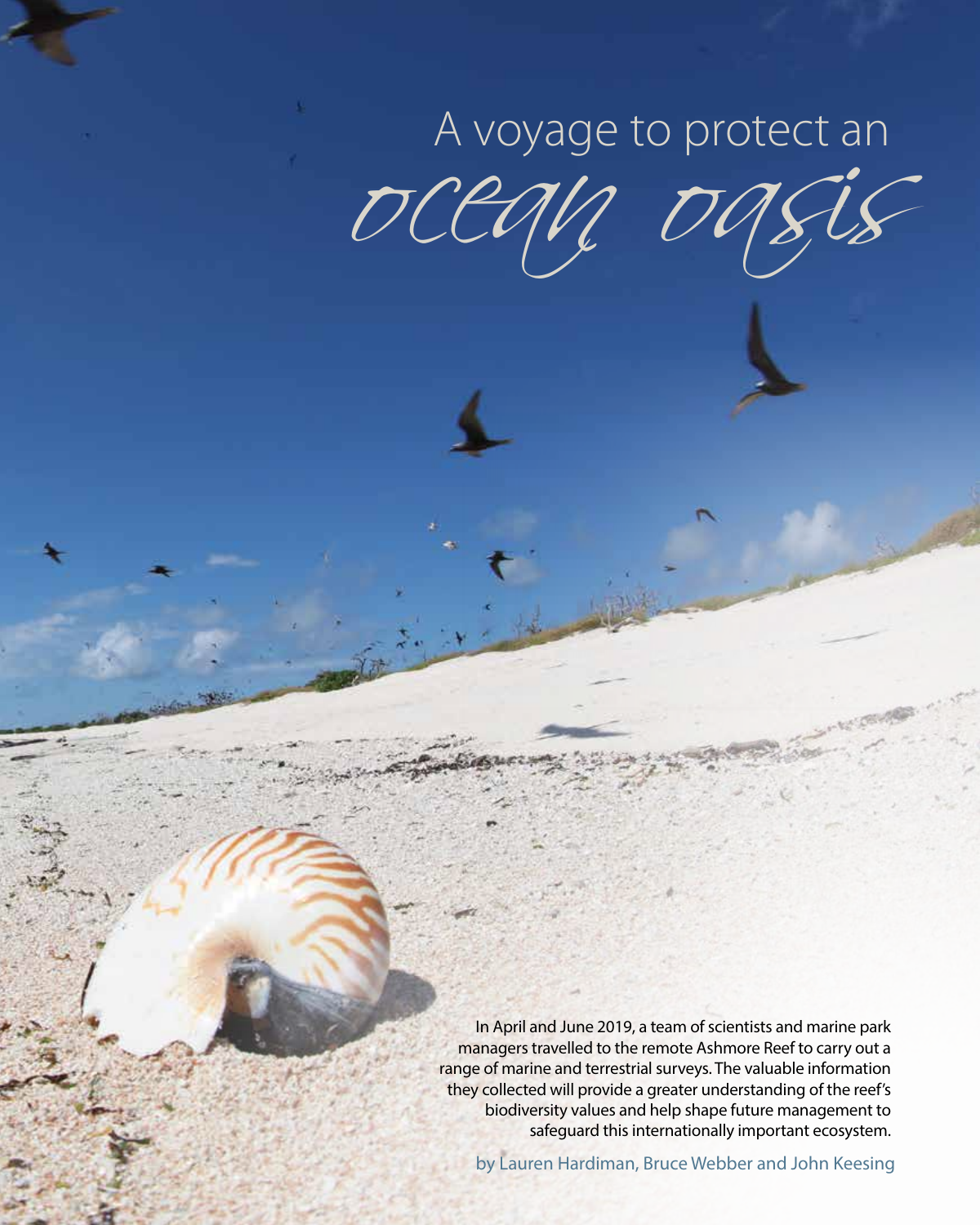# A voyage to protect an *ocean oasis*

In April and June 2019, a team of scientists and marine park managers travelled to the remote Ashmore Reef to carry out a range of marine and terrestrial surveys. The valuable information they collected will provide a greater understanding of the reef's biodiversity values and help shape future management to safeguard this internationally important ecosystem.

by Lauren Hardiman, Bruce Webber and John Keesing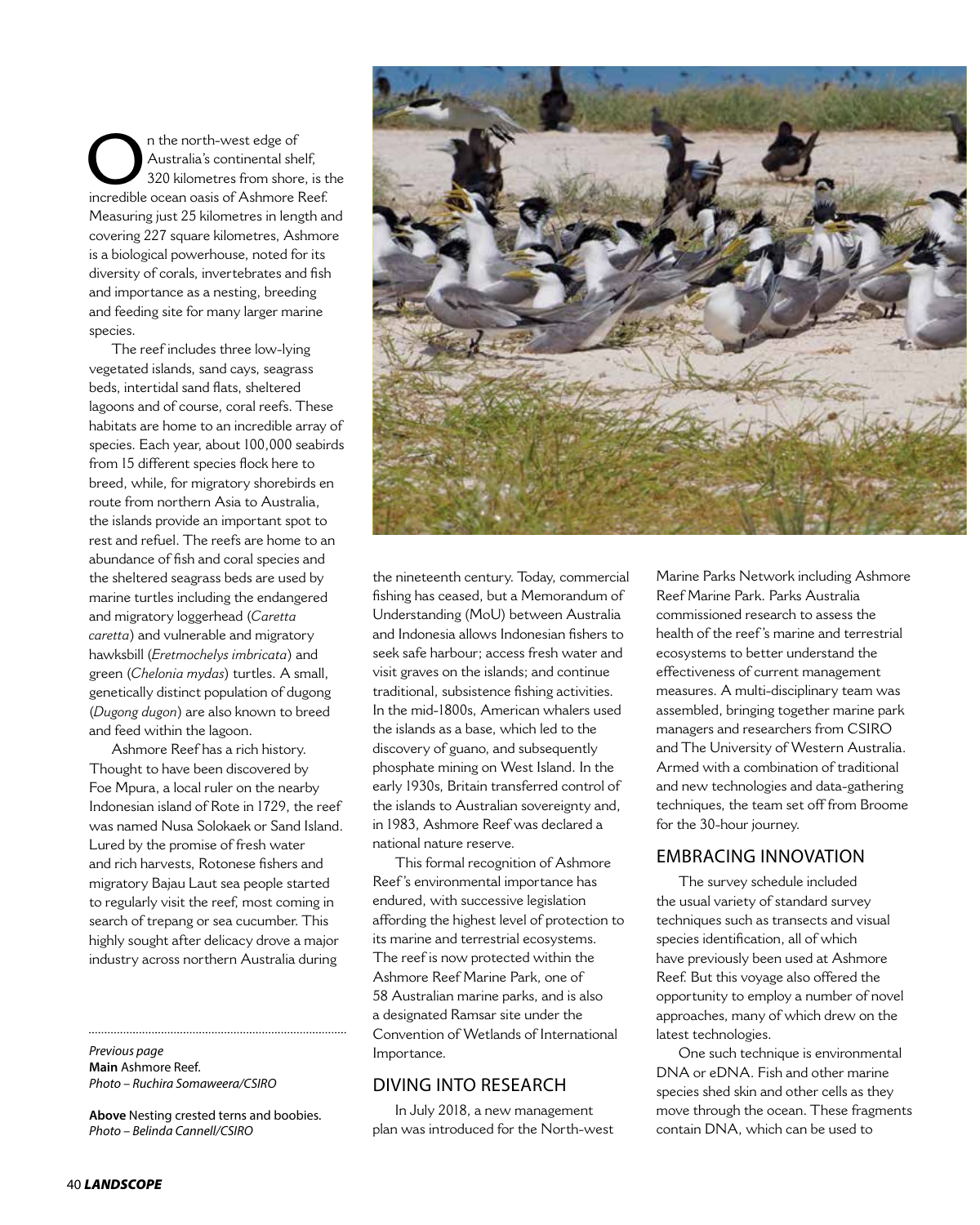On the north-west edge of Australia's continental shelf, 320 kilometres from shore, is the incredible ocean oasis of Ashmore Reef. Measuring just 25 kilometres in length and covering 227 square kilometres, Ashmore is a biological powerhouse, noted for its diversity of corals, invertebrates and fish and importance as a nesting, breeding and feeding site for many larger marine species.

The reef includes three low-lying vegetated islands, sand cays, seagrass beds, intertidal sand flats, sheltered lagoons and of course, coral reefs. These habitats are home to an incredible array of species. Each year, about 100,000 seabirds from 15 different species flock here to breed, while, for migratory shorebirds en route from northern Asia to Australia, the islands provide an important spot to rest and refuel. The reefs are home to an abundance of fish and coral species and the sheltered seagrass beds are used by marine turtles including the endangered and migratory loggerhead (*Caretta caretta*) and vulnerable and migratory hawksbill (*Eretmochelys imbricata*) and green (*Chelonia mydas*) turtles. A small, genetically distinct population of dugong (*Dugong dugon*) are also known to breed and feed within the lagoon.

Ashmore Reef has a rich history. Thought to have been discovered by Foe Mpura, a local ruler on the nearby Indonesian island of Rote in 1729, the reef was named Nusa Solokaek or Sand Island. Lured by the promise of fresh water and rich harvests, Rotonese fishers and migratory Bajau Laut sea people started to regularly visit the reef, most coming in search of trepang or sea cucumber. This highly sought after delicacy drove a major industry across northern Australia during the nineteenth century. Today, commercial fishing has ceased, but a Memorandum of Understanding (MoU) between Australia and Indonesia allows Indonesian fishers to seek safe harbour; access fresh water and visit graves on the islands; and continue traditional, subsistence fishing activities. In the mid-1800s, American whalers used the islands as a base, which led to the discovery of guano, and subsequently phosphate mining on West Island. In the early 1930s, Britain transferred control of the islands to Australian sovereignty and, in 1983, Ashmore Reef was declared a national nature reserve.

This formal recognition of Ashmore Reef's environmental importance has endured, with successive legislation affording the highest level of protection to its marine and terrestrial ecosystems. The reef is now protected within the Ashmore Reef Marine Park, one of 58 Australian marine parks, and is also a designated Ramsar site under the Convention of Wetlands of International Importance.

## DIVING INTO RESEARCH

In July 2018, a new management plan was introduced for the North-west Marine Parks Network including Ashmore Reef Marine Park. Parks Australia commissioned research to assess the health of the reef's marine and terrestrial ecosystems to better understand the effectiveness of current management measures. A multi-disciplinary team was assembled, bringing together marine park managers and researchers from CSIRO and The University of Western Australia. Armed with a combination of traditional and new technologies and data-gathering techniques, the team set off from Broome for the 30-hour journey.

## EMBRACING INNOVATION

The survey schedule included the usual variety of standard survey techniques such as transects and visual species identification, all of which have previously been used at Ashmore Reef. But this voyage also offered the opportunity to employ a number of novel approaches, many of which drew on the latest technologies.

One such technique is environmental DNA or eDNA. Fish and other marine species shed skin and other cells as they move through the ocean. These fragments contain DNA, which can be used to

*Previous page*
**Main** Ashmore Reef.
*Photo – Ruchira Somaweera/CSIRO*

**Above** Nesting crested terns and boobies.
*Photo – Belinda Cannell/CSIRO*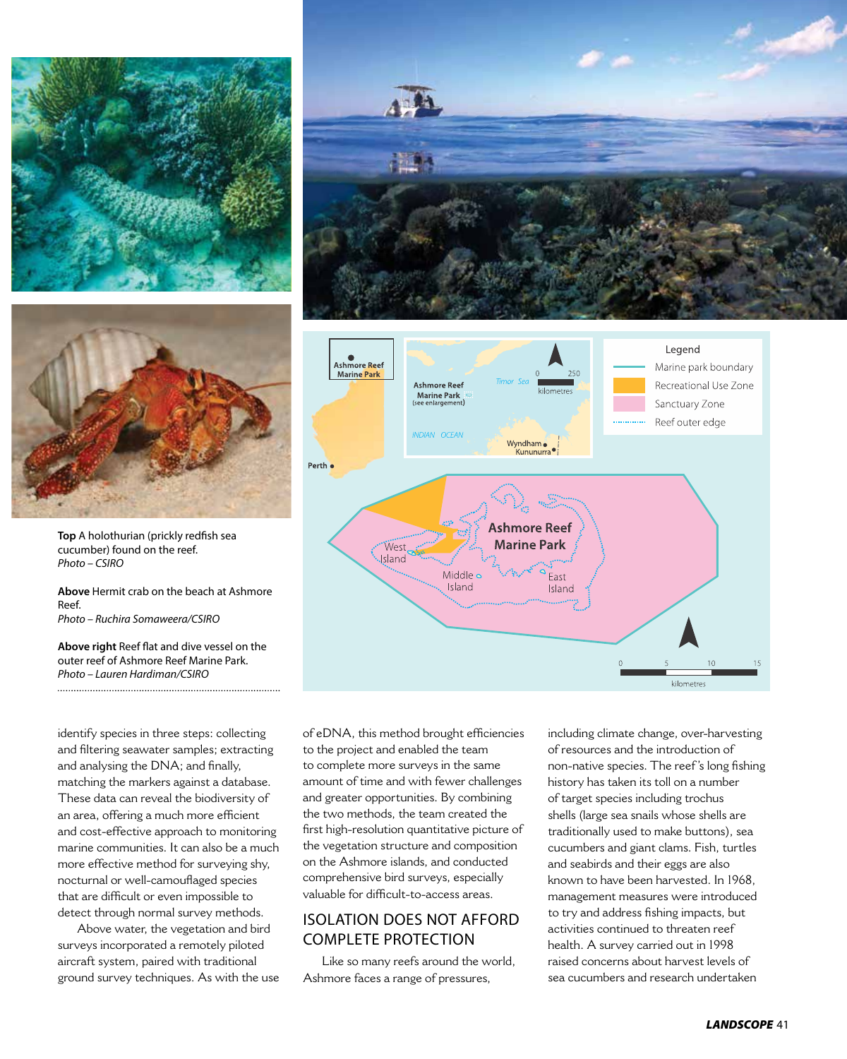**Top** A holothurian (prickly redfish sea cucumber) found on the reef.
*Photo – CSIRO*

**Above** Hermit crab on the beach at Ashmore Reef.
*Photo – Ruchira Somaweera/CSIRO*

**Above right** Reef flat and dive vessel on the outer reef of Ashmore Reef Marine Park.
*Photo – Lauren Hardiman/CSIRO*

Ashmore Reef Marine Park

Perth

Ashmore Reef Marine Park (see enlargement)

Timor Sea

INDIAN OCEAN

Wyndham

Kununurra

0 250 kilometres

Legend
Marine park boundary
Recreational Use Zone
Sanctuary Zone
Reef outer edge

Ashmore Reef Marine Park

West Island

Middle Island

East Island

0 5 10 15
kilometres

identify species in three steps: collecting and filtering seawater samples; extracting and analysing the DNA; and finally, matching the markers against a database. These data can reveal the biodiversity of an area, offering a much more efficient and cost-effective approach to monitoring marine communities. It can also be a much more effective method for surveying shy, nocturnal or well-camouflaged species that are difficult or even impossible to detect through normal survey methods.

Above water, the vegetation and bird surveys incorporated a remotely piloted aircraft system, paired with traditional ground survey techniques. As with the use of eDNA, this method brought efficiencies to the project and enabled the team to complete more surveys in the same amount of time and with fewer challenges and greater opportunities. By combining the two methods, the team created the first high-resolution quantitative picture of the vegetation structure and composition on the Ashmore islands, and conducted comprehensive bird surveys, especially valuable for difficult-to-access areas.

## ISOLATION DOES NOT AFFORD COMPLETE PROTECTION

Like so many reefs around the world, Ashmore faces a range of pressures, including climate change, over-harvesting of resources and the introduction of non-native species. The reef's long fishing history has taken its toll on a number of target species including trochus shells (large sea snails whose shells are traditionally used to make buttons), sea cucumbers and giant clams. Fish, turtles and seabirds and their eggs are also known to have been harvested. In 1968, management measures were introduced to try and address fishing impacts, but activities continued to threaten reef health. A survey carried out in 1998 raised concerns about harvest levels of sea cucumbers and research undertaken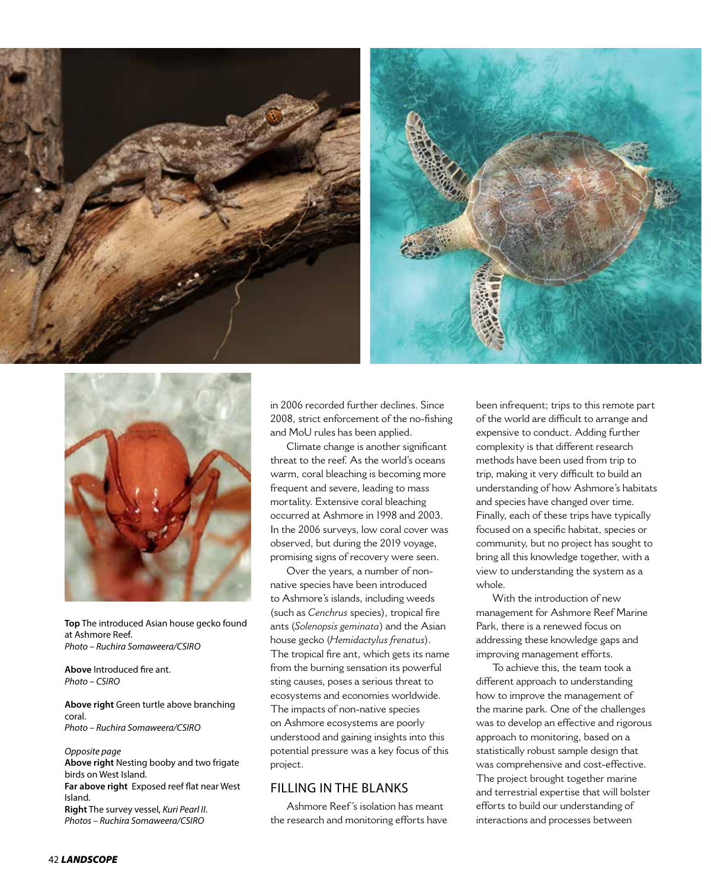**Top** The introduced Asian house gecko found at Ashmore Reef.
*Photo – Ruchira Somaweera/CSIRO*

**Above** Introduced fire ant.
*Photo – CSIRO*

**Above right** Green turtle above branching coral.
*Photo – Ruchira Somaweera/CSIRO*

*Opposite page*
**Above right** Nesting booby and two frigate birds on West Island.
**Far above right** Exposed reef flat near West Island.
**Right** The survey vessel, *Kuri Pearl II*.
*Photos – Ruchira Somaweera/CSIRO*

in 2006 recorded further declines. Since 2008, strict enforcement of the no-fishing and MoU rules has been applied.

Climate change is another significant threat to the reef. As the world's oceans warm, coral bleaching is becoming more frequent and severe, leading to mass mortality. Extensive coral bleaching occurred at Ashmore in 1998 and 2003. In the 2006 surveys, low coral cover was observed, but during the 2019 voyage, promising signs of recovery were seen.

Over the years, a number of non-native species have been introduced to Ashmore's islands, including weeds (such as *Cenchrus* species), tropical fire ants (*Solenopsis geminata*) and the Asian house gecko (*Hemidactylus frenatus*). The tropical fire ant, which gets its name from the burning sensation its powerful sting causes, poses a serious threat to ecosystems and economies worldwide. The impacts of non-native species on Ashmore ecosystems are poorly understood and gaining insights into this potential pressure was a key focus of this project.

## FILLING IN THE BLANKS

Ashmore Reef's isolation has meant the research and monitoring efforts have been infrequent; trips to this remote part of the world are difficult to arrange and expensive to conduct. Adding further complexity is that different research methods have been used from trip to trip, making it very difficult to build an understanding of how Ashmore's habitats and species have changed over time. Finally, each of these trips have typically focused on a specific habitat, species or community, but no project has sought to bring all this knowledge together, with a view to understanding the system as a whole.

With the introduction of new management for Ashmore Reef Marine Park, there is a renewed focus on addressing these knowledge gaps and improving management efforts.

To achieve this, the team took a different approach to understanding how to improve the management of the marine park. One of the challenges was to develop an effective and rigorous approach to monitoring, based on a statistically robust sample design that was comprehensive and cost-effective. The project brought together marine and terrestrial expertise that will bolster efforts to build our understanding of interactions and processes between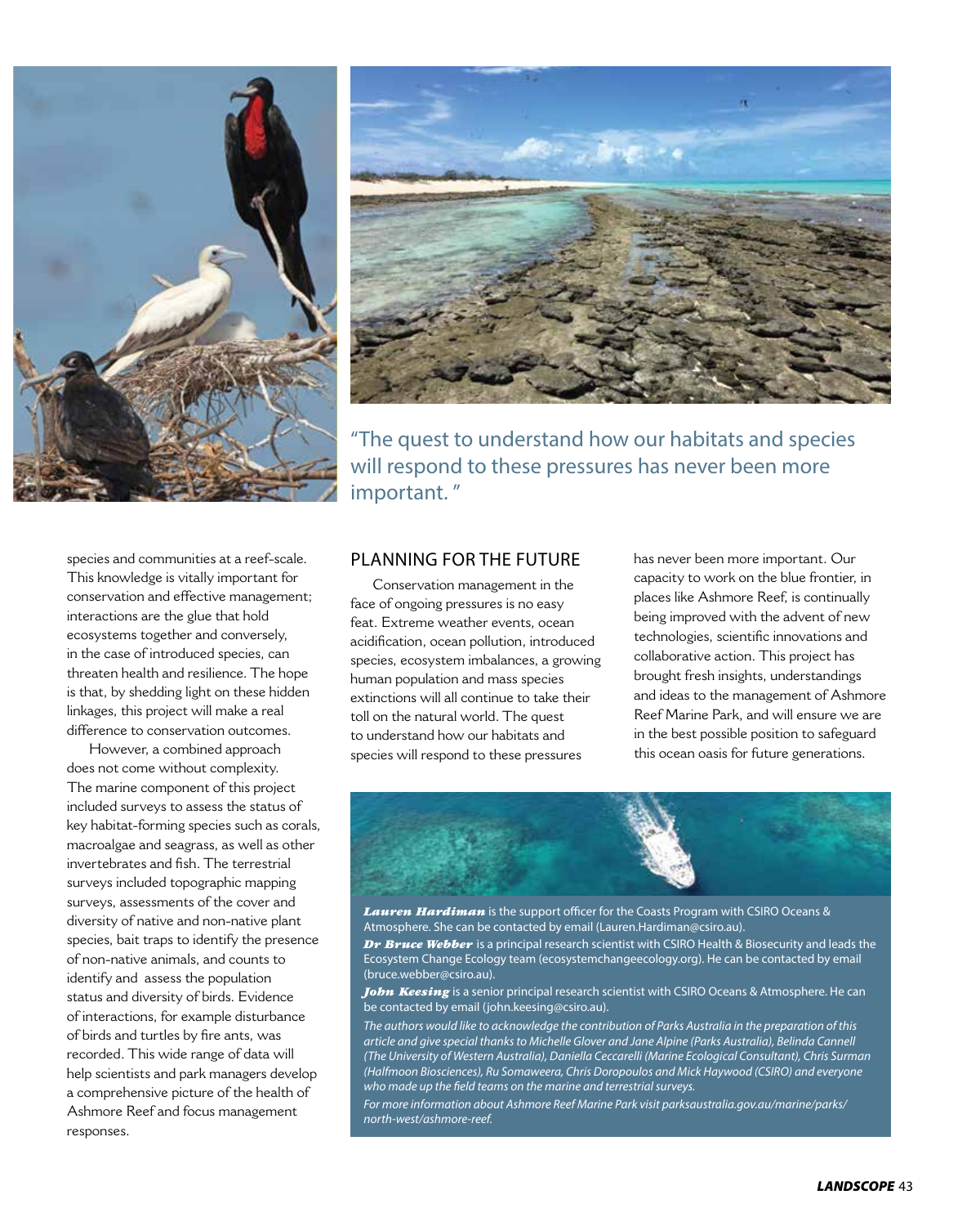"The quest to understand how our habitats and species will respond to these pressures has never been more important. "

species and communities at a reef-scale. This knowledge is vitally important for conservation and effective management; interactions are the glue that hold ecosystems together and conversely, in the case of introduced species, can threaten health and resilience. The hope is that, by shedding light on these hidden linkages, this project will make a real difference to conservation outcomes.

However, a combined approach does not come without complexity. The marine component of this project included surveys to assess the status of key habitat-forming species such as corals, macroalgae and seagrass, as well as other invertebrates and fish. The terrestrial surveys included topographic mapping surveys, assessments of the cover and diversity of native and non-native plant species, bait traps to identify the presence of non-native animals, and counts to identify and assess the population status and diversity of birds. Evidence of interactions, for example disturbance of birds and turtles by fire ants, was recorded. This wide range of data will help scientists and park managers develop a comprehensive picture of the health of Ashmore Reef and focus management responses.

## PLANNING FOR THE FUTURE

Conservation management in the face of ongoing pressures is no easy feat. Extreme weather events, ocean acidification, ocean pollution, introduced species, ecosystem imbalances, a growing human population and mass species extinctions will all continue to take their toll on the natural world. The quest to understand how our habitats and species will respond to these pressures has never been more important. Our capacity to work on the blue frontier, in places like Ashmore Reef, is continually being improved with the advent of new technologies, scientific innovations and collaborative action. This project has brought fresh insights, understandings and ideas to the management of Ashmore Reef Marine Park, and will ensure we are in the best possible position to safeguard this ocean oasis for future generations.

***Lauren Hardiman*** is the support officer for the Coasts Program with CSIRO Oceans & Atmosphere. She can be contacted by email (Lauren.Hardiman@csiro.au).

***Dr Bruce Webber*** is a principal research scientist with CSIRO Health & Biosecurity and leads the Ecosystem Change Ecology team (ecosystemchangeecology.org). He can be contacted by email (bruce.webber@csiro.au).

***John Keesing*** is a senior principal research scientist with CSIRO Oceans & Atmosphere. He can be contacted by email (john.keesing@csiro.au).

*The authors would like to acknowledge the contribution of Parks Australia in the preparation of this article and give special thanks to Michelle Glover and Jane Alpine (Parks Australia), Belinda Cannell (The University of Western Australia), Daniella Ceccarelli (Marine Ecological Consultant), Chris Surman (Halfmoon Biosciences), Ru Somaweera, Chris Doropoulos and Mick Haywood (CSIRO) and everyone who made up the field teams on the marine and terrestrial surveys.*

*For more information about Ashmore Reef Marine Park visit parksaustralia.gov.au/marine/parks/north-west/ashmore-reef.*